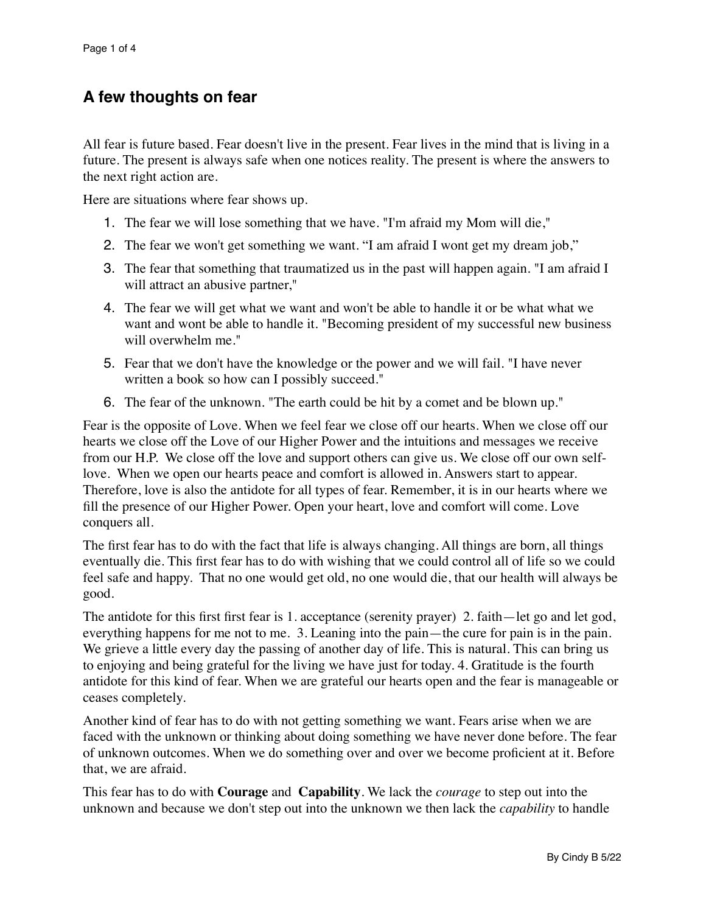# A few thoughts on fear

All fear is future based. Fear doesn't live in the present. Fear lives in the mind that is living in a future. The present is always safe when one notices reality. The present is where the answers to the next right action are.

Here are situations where fear shows up.

1. The fear we will lose something that we have. "I'm afraid my Mom will die,"
2. The fear we won't get something we want. "I am afraid I wont get my dream job,"
3. The fear that something that traumatized us in the past will happen again. "I am afraid I will attract an abusive partner,"
4. The fear we will get what we want and won't be able to handle it or be what what we want and wont be able to handle it. "Becoming president of my successful new business will overwhelm me."
5. Fear that we don't have the knowledge or the power and we will fail. "I have never written a book so how can I possibly succeed."
6. The fear of the unknown. "The earth could be hit by a comet and be blown up."

Fear is the opposite of Love. When we feel fear we close off our hearts. When we close off our hearts we close off the Love of our Higher Power and the intuitions and messages we receive from our H.P. We close off the love and support others can give us. We close off our own self-love. When we open our hearts peace and comfort is allowed in. Answers start to appear. Therefore, love is also the antidote for all types of fear. Remember, it is in our hearts where we fill the presence of our Higher Power. Open your heart, love and comfort will come. Love conquers all.

The first fear has to do with the fact that life is always changing. All things are born, all things eventually die. This first fear has to do with wishing that we could control all of life so we could feel safe and happy. That no one would get old, no one would die, that our health will always be good.

The antidote for this first first fear is 1. acceptance (serenity prayer) 2. faith—let go and let god, everything happens for me not to me. 3. Leaning into the pain—the cure for pain is in the pain. We grieve a little every day the passing of another day of life. This is natural. This can bring us to enjoying and being grateful for the living we have just for today. 4. Gratitude is the fourth antidote for this kind of fear. When we are grateful our hearts open and the fear is manageable or ceases completely.

Another kind of fear has to do with not getting something we want. Fears arise when we are faced with the unknown or thinking about doing something we have never done before. The fear of unknown outcomes. When we do something over and over we become proficient at it. Before that, we are afraid.

This fear has to do with **Courage** and **Capability**. We lack the *courage* to step out into the unknown and because we don't step out into the unknown we then lack the *capability* to handle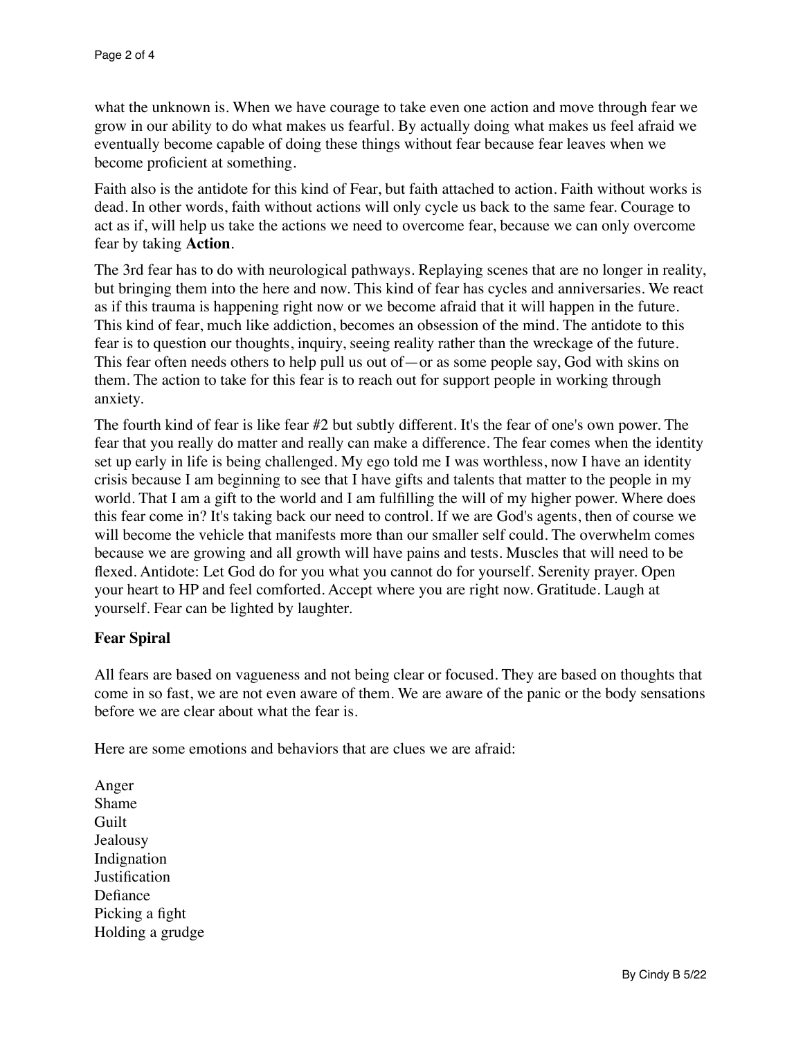what the unknown is. When we have courage to take even one action and move through fear we grow in our ability to do what makes us fearful. By actually doing what makes us feel afraid we eventually become capable of doing these things without fear because fear leaves when we become proficient at something.

Faith also is the antidote for this kind of Fear, but faith attached to action. Faith without works is dead. In other words, faith without actions will only cycle us back to the same fear. Courage to act as if, will help us take the actions we need to overcome fear, because we can only overcome fear by taking **Action**.

The 3rd fear has to do with neurological pathways. Replaying scenes that are no longer in reality, but bringing them into the here and now. This kind of fear has cycles and anniversaries. We react as if this trauma is happening right now or we become afraid that it will happen in the future. This kind of fear, much like addiction, becomes an obsession of the mind. The antidote to this fear is to question our thoughts, inquiry, seeing reality rather than the wreckage of the future. This fear often needs others to help pull us out of—or as some people say, God with skins on them. The action to take for this fear is to reach out for support people in working through anxiety.

The fourth kind of fear is like fear #2 but subtly different. It's the fear of one's own power. The fear that you really do matter and really can make a difference. The fear comes when the identity set up early in life is being challenged. My ego told me I was worthless, now I have an identity crisis because I am beginning to see that I have gifts and talents that matter to the people in my world. That I am a gift to the world and I am fulfilling the will of my higher power. Where does this fear come in? It's taking back our need to control. If we are God's agents, then of course we will become the vehicle that manifests more than our smaller self could. The overwhelm comes because we are growing and all growth will have pains and tests. Muscles that will need to be flexed. Antidote: Let God do for you what you cannot do for yourself. Serenity prayer. Open your heart to HP and feel comforted. Accept where you are right now. Gratitude. Laugh at yourself. Fear can be lighted by laughter.

**Fear Spiral**

All fears are based on vagueness and not being clear or focused. They are based on thoughts that come in so fast, we are not even aware of them. We are aware of the panic or the body sensations before we are clear about what the fear is.

Here are some emotions and behaviors that are clues we are afraid:

Anger
Shame
Guilt
Jealousy
Indignation
Justification
Defiance
Picking a fight
Holding a grudge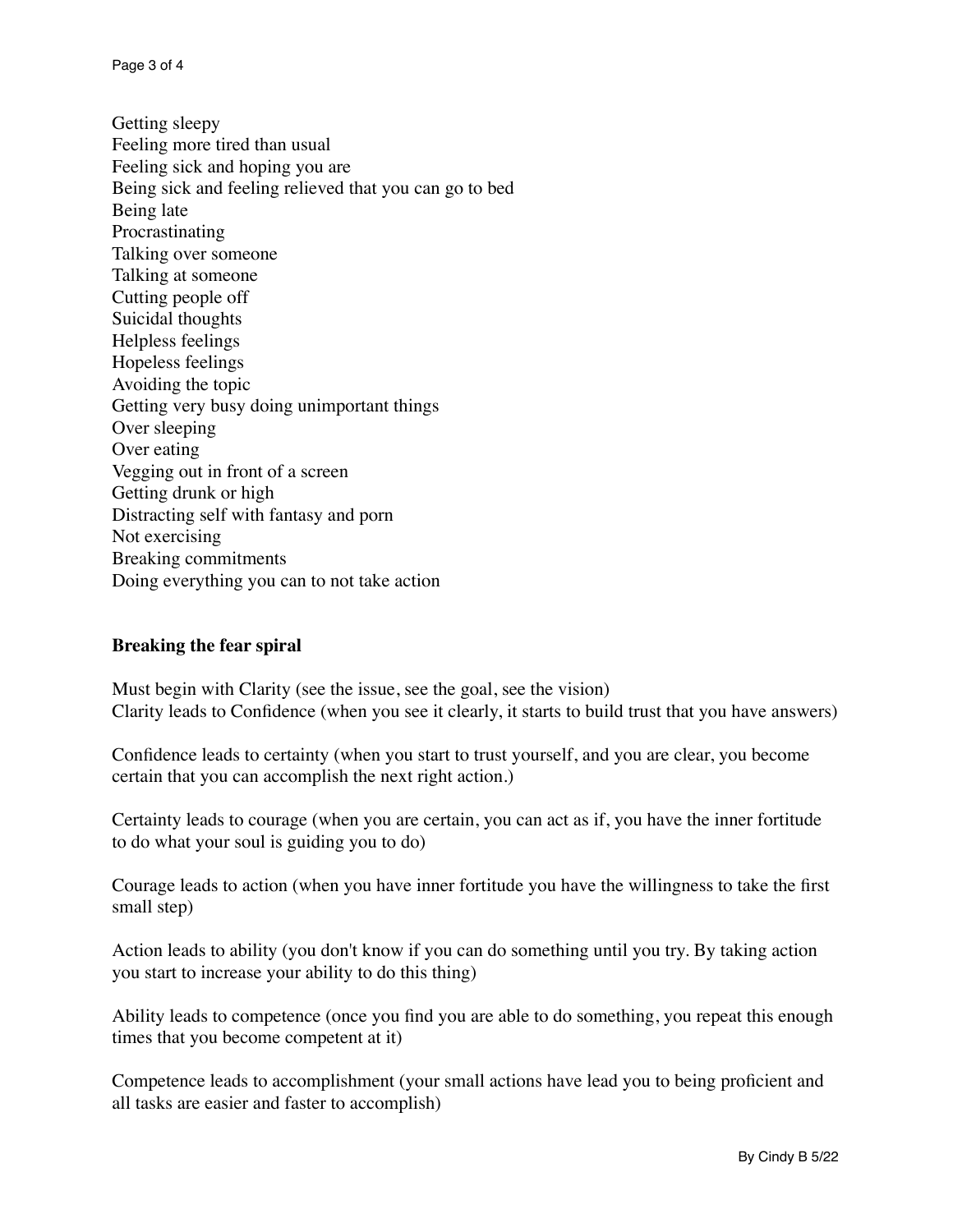Getting sleepy
Feeling more tired than usual
Feeling sick and hoping you are
Being sick and feeling relieved that you can go to bed
Being late
Procrastinating
Talking over someone
Talking at someone
Cutting people off
Suicidal thoughts
Helpless feelings
Hopeless feelings
Avoiding the topic
Getting very busy doing unimportant things
Over sleeping
Over eating
Vegging out in front of a screen
Getting drunk or high
Distracting self with fantasy and porn
Not exercising
Breaking commitments
Doing everything you can to not take action

**Breaking the fear spiral**

Must begin with Clarity (see the issue, see the goal, see the vision)
Clarity leads to Confidence (when you see it clearly, it starts to build trust that you have answers)

Confidence leads to certainty (when you start to trust yourself, and you are clear, you become certain that you can accomplish the next right action.)

Certainty leads to courage (when you are certain, you can act as if, you have the inner fortitude to do what your soul is guiding you to do)

Courage leads to action (when you have inner fortitude you have the willingness to take the first small step)

Action leads to ability (you don't know if you can do something until you try. By taking action you start to increase your ability to do this thing)

Ability leads to competence (once you find you are able to do something, you repeat this enough times that you become competent at it)

Competence leads to accomplishment (your small actions have lead you to being proficient and all tasks are easier and faster to accomplish)

By Cindy B 5/22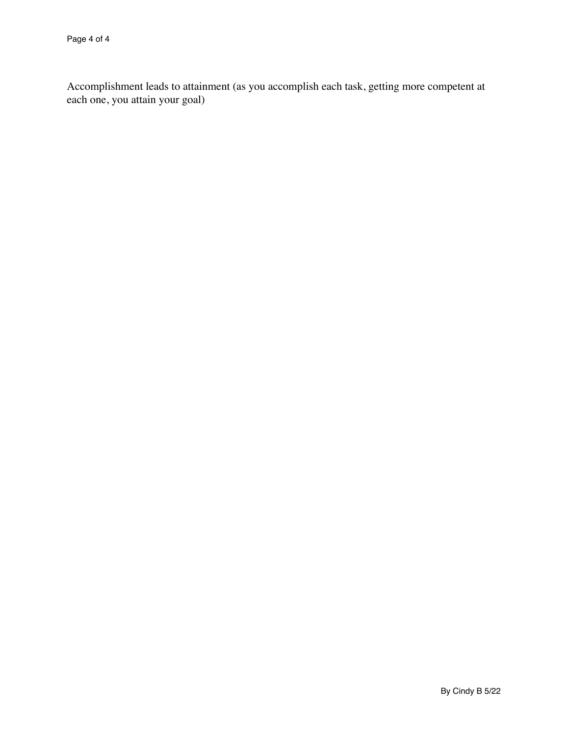Accomplishment leads to attainment (as you accomplish each task, getting more competent at each one, you attain your goal)

By Cindy B 5/22